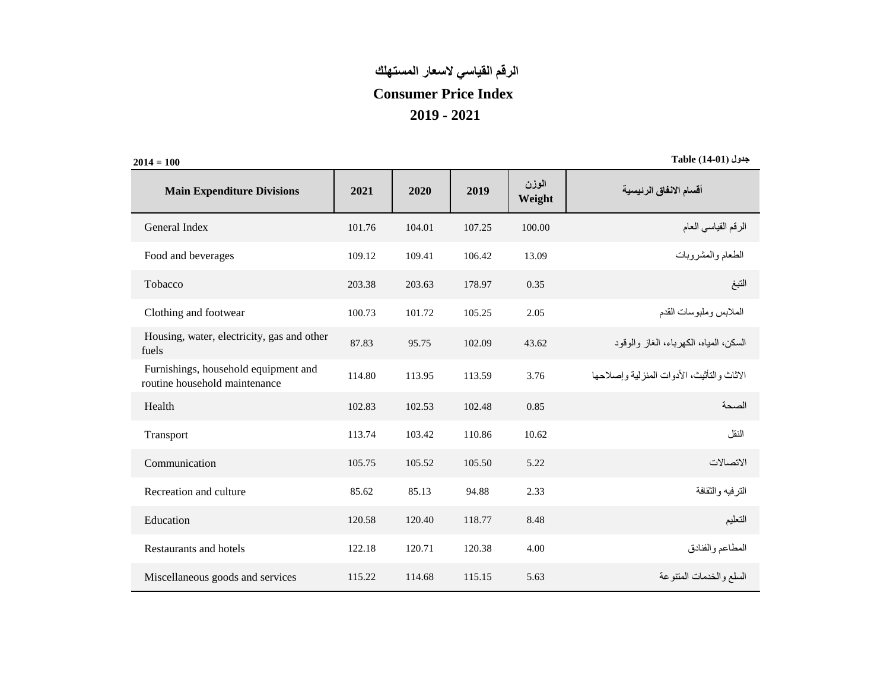# الرقم القياسي لاسعار المستهلك

# Consumer Price Index

## 2019 - 2021

**2014 = 100**

**Table (14-01) جدول**

| Main Expenditure Divisions | 2021 | 2020 | 2019 | الوزن Weight | أقسام الانفاق الرئيسية |
|---|---|---|---|---|---|
| General Index | 101.76 | 104.01 | 107.25 | 100.00 | الرقم القياسي العام |
| Food and beverages | 109.12 | 109.41 | 106.42 | 13.09 | الطعام والمشروبات |
| Tobacco | 203.38 | 203.63 | 178.97 | 0.35 | التبغ |
| Clothing and footwear | 100.73 | 101.72 | 105.25 | 2.05 | الملابس وملبوسات القدم |
| Housing, water, electricity, gas and other fuels | 87.83 | 95.75 | 102.09 | 43.62 | السكن، المياه، الكهرباء، الغاز والوقود |
| Furnishings, household equipment and routine household maintenance | 114.80 | 113.95 | 113.59 | 3.76 | الاثاث والتأثيث، الأدوات المنزلية وإصلاحها |
| Health | 102.83 | 102.53 | 102.48 | 0.85 | الصحة |
| Transport | 113.74 | 103.42 | 110.86 | 10.62 | النقل |
| Communication | 105.75 | 105.52 | 105.50 | 5.22 | الاتصالات |
| Recreation and culture | 85.62 | 85.13 | 94.88 | 2.33 | الترفيه والثقافة |
| Education | 120.58 | 120.40 | 118.77 | 8.48 | التعليم |
| Restaurants and hotels | 122.18 | 120.71 | 120.38 | 4.00 | المطاعم والفنادق |
| Miscellaneous goods and services | 115.22 | 114.68 | 115.15 | 5.63 | السلع والخدمات المتنوعة |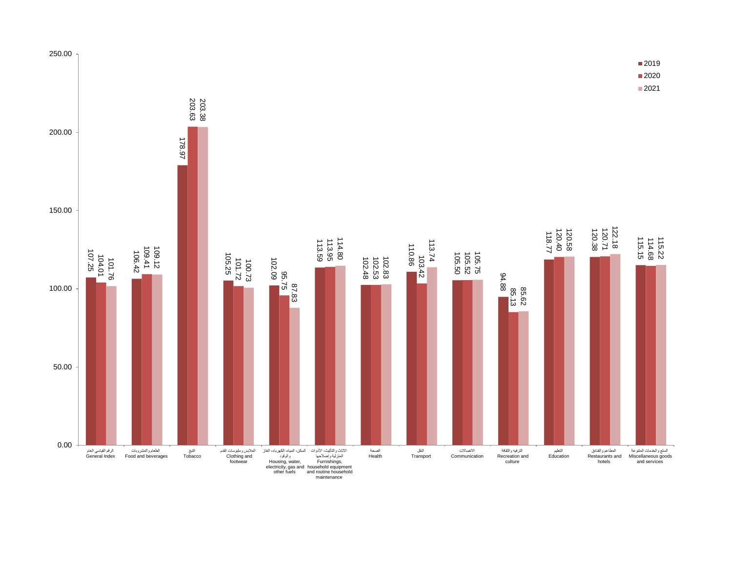| Category | 2019 | 2020 | 2021 |
|---|---|---|---|
| الرقم القياسي العام General Index | 107.25 | 104.01 | 101.76 |
| الطعام والمشروبات Food and beverages | 106.42 | 109.41 | 109.12 |
| التبغ Tobacco | 178.97 | 203.63 | 203.38 |
| الملابس وملبوسات القدم Clothing and footwear | 105.25 | 101.72 | 100.73 |
| السكن، المياه، الكهرباء، الغاز والوقود Housing, water, electricity, gas and other fuels | 102.09 | 95.75 | 87.83 |
| الاثاث والتأثيث، الأدوات المنزلية وإصلاحها Furnishings, household equipment and routine household maintenance | 113.59 | 113.95 | 114.80 |
| الصحة Health | 102.48 | 102.53 | 102.83 |
| النقل Transport | 110.86 | 103.42 | 113.74 |
| الاتصالات Communication | 105.50 | 105.52 | 105.75 |
| الترفيه والثقافة Recreation and culture | 94.88 | 85.13 | 85.62 |
| التعليم Education | 118.77 | 120.40 | 120.58 |
| المطاعم والفنادق Restaurants and hotels | 120.38 | 120.71 | 122.18 |
| السلع والخدمات المتنوعة Miscellaneous goods and services | 115.15 | 114.68 | 115.22 |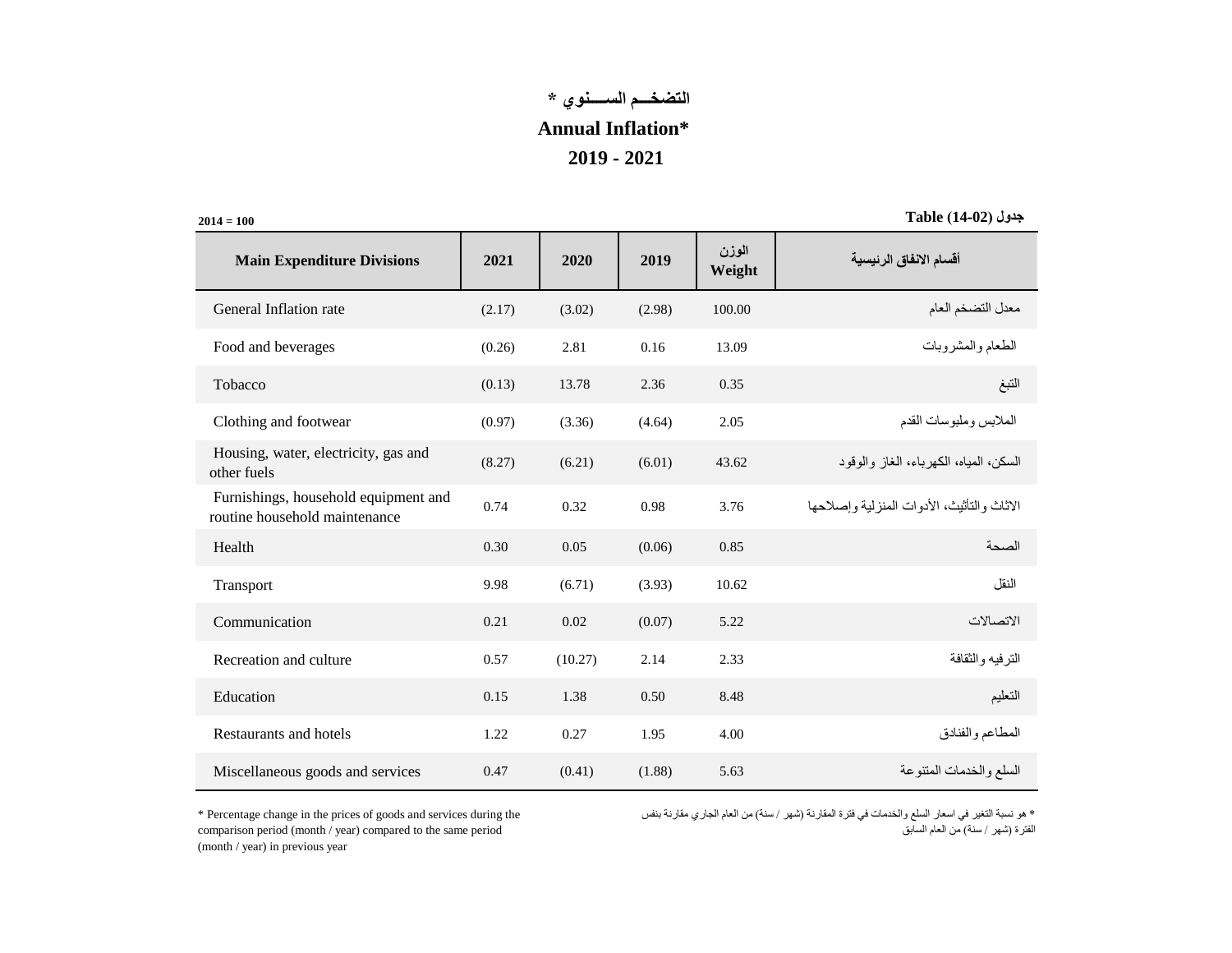# التضخـــم الســـنوي *

# Annual Inflation*

## 2019 - 2021

**2014 = 100**

**Table (14-02) جدول**

| Main Expenditure Divisions | 2021 | 2020 | 2019 | الوزن Weight | أقسام الانفاق الرئيسية |
|---|---|---|---|---|---|
| General Inflation rate | (2.17) | (3.02) | (2.98) | 100.00 | معدل التضخم العام |
| Food and beverages | (0.26) | 2.81 | 0.16 | 13.09 | الطعام والمشروبات |
| Tobacco | (0.13) | 13.78 | 2.36 | 0.35 | التبغ |
| Clothing and footwear | (0.97) | (3.36) | (4.64) | 2.05 | الملابس وملبوسات القدم |
| Housing, water, electricity, gas and other fuels | (8.27) | (6.21) | (6.01) | 43.62 | السكن، المياه، الكهرباء، الغاز والوقود |
| Furnishings, household equipment and routine household maintenance | 0.74 | 0.32 | 0.98 | 3.76 | الاثاث والتأثيث، الأدوات المنزلية وإصلاحها |
| Health | 0.30 | 0.05 | (0.06) | 0.85 | الصحة |
| Transport | 9.98 | (6.71) | (3.93) | 10.62 | النقل |
| Communication | 0.21 | 0.02 | (0.07) | 5.22 | الاتصالات |
| Recreation and culture | 0.57 | (10.27) | 2.14 | 2.33 | الترفيه والثقافة |
| Education | 0.15 | 1.38 | 0.50 | 8.48 | التعليم |
| Restaurants and hotels | 1.22 | 0.27 | 1.95 | 4.00 | المطاعم والفنادق |
| Miscellaneous goods and services | 0.47 | (0.41) | (1.88) | 5.63 | السلع والخدمات المتنوعة |

* Percentage change in the prices of goods and services during the comparison period (month / year) compared to the same period (month / year) in previous year

* هو نسبة التغير في اسعار السلع والخدمات في فترة المقارنة (شهر / سنة) من العام الجاري مقارنة بنفس الفترة (شهر / سنة) من العام السابق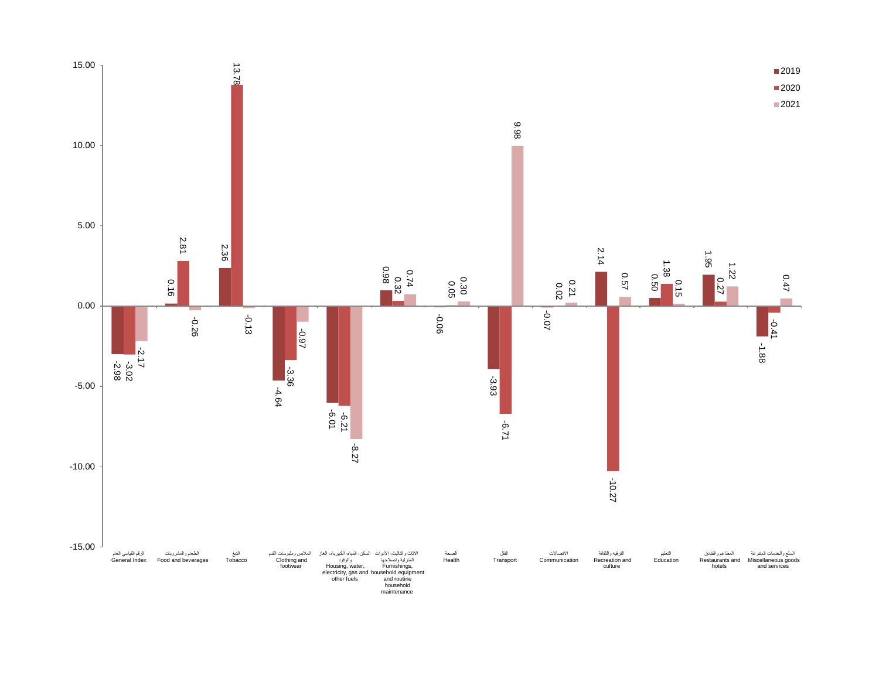15.00
10.00
5.00
0.00
-5.00
-10.00
-15.00

2019
2020
2021

-2.98
-3.02
-2.17
0.16
2.81
-0.26
2.36
13.78
-0.13
-4.64
-3.36
-0.97
-6.01
-6.21
-8.27
0.98
0.32
0.74
-0.06
0.05
0.30
-3.93
-6.71
9.98
-0.07
0.02
0.21
2.14
-10.27
0.57
0.50
1.38
0.15
1.95
0.27
1.22
-1.88
-0.41
0.47

الرقم القياسي العام
General Index

الطعام والمشروبات
Food and beverages

التبغ
Tobacco

الملابس وملبوسات القدم
Clothing and footwear

السكن، المياه، الكهرباء، الغاز والوقود
Housing, water, electricity, gas and other fuels

الاثاث والتأثيث، الأدوات المنزلية وإصلاحها
Furnishings, household equipment and routine household maintenance

الصحة
Health

النقل
Transport

الاتصالات
Communication

الترفيه والثقافة
Recreation and culture

التعليم
Education

المطاعم والفنادق
Restaurants and hotels

السلع والخدمات المتنوعة
Miscellaneous goods and services